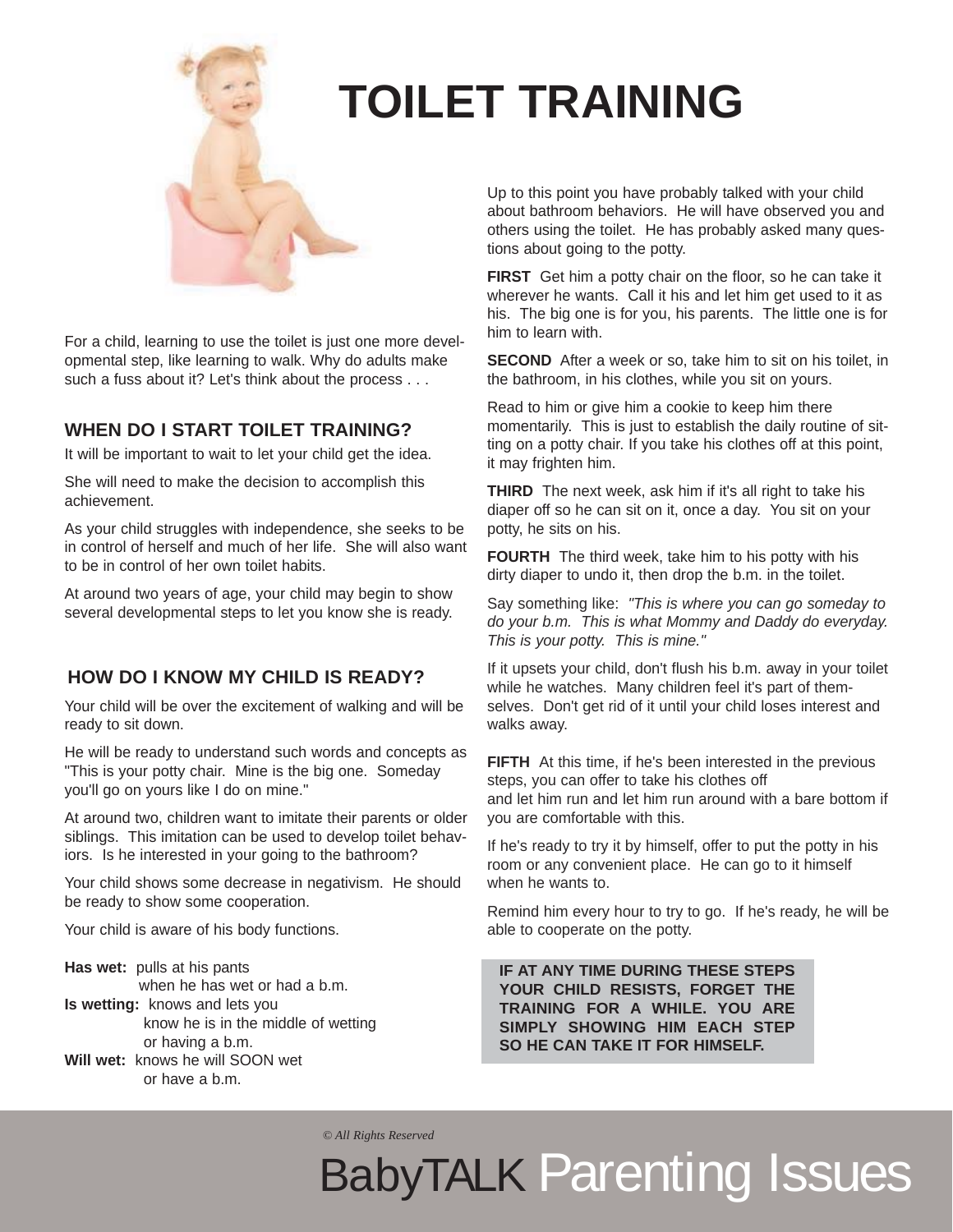# TOILET TRAINING

For a child, learning to use the toilet is just one more developmental step, like learning to walk. Why do adults make such a fuss about it? Let's think about the process . . .

## WHEN DO I START TOILET TRAINING?

It will be important to wait to let your child get the idea.

She will need to make the decision to accomplish this achievement.

As your child struggles with independence, she seeks to be in control of herself and much of her life. She will also want to be in control of her own toilet habits.

At around two years of age, your child may begin to show several developmental steps to let you know she is ready.

## HOW DO I KNOW MY CHILD IS READY?

Your child will be over the excitement of walking and will be ready to sit down.

He will be ready to understand such words and concepts as "This is your potty chair. Mine is the big one. Someday you'll go on yours like I do on mine."

At around two, children want to imitate their parents or older siblings. This imitation can be used to develop toilet behaviors. Is he interested in your going to the bathroom?

Your child shows some decrease in negativism. He should be ready to show some cooperation.

Your child is aware of his body functions.

**Has wet:** pulls at his pants when he has wet or had a b.m.
**Is wetting:** knows and lets you know he is in the middle of wetting or having a b.m.
**Will wet:** knows he will SOON wet or have a b.m.

Up to this point you have probably talked with your child about bathroom behaviors. He will have observed you and others using the toilet. He has probably asked many questions about going to the potty.

**FIRST** Get him a potty chair on the floor, so he can take it wherever he wants. Call it his and let him get used to it as his. The big one is for you, his parents. The little one is for him to learn with.

**SECOND** After a week or so, take him to sit on his toilet, in the bathroom, in his clothes, while you sit on yours.

Read to him or give him a cookie to keep him there momentarily. This is just to establish the daily routine of sitting on a potty chair. If you take his clothes off at this point, it may frighten him.

**THIRD** The next week, ask him if it's all right to take his diaper off so he can sit on it, once a day. You sit on your potty, he sits on his.

**FOURTH** The third week, take him to his potty with his dirty diaper to undo it, then drop the b.m. in the toilet.

Say something like: *"This is where you can go someday to do your b.m. This is what Mommy and Daddy do everyday. This is your potty. This is mine."*

If it upsets your child, don't flush his b.m. away in your toilet while he watches. Many children feel it's part of themselves. Don't get rid of it until your child loses interest and walks away.

**FIFTH** At this time, if he's been interested in the previous steps, you can offer to take his clothes off
and let him run and let him run around with a bare bottom if you are comfortable with this.

If he's ready to try it by himself, offer to put the potty in his room or any convenient place. He can go to it himself when he wants to.

Remind him every hour to try to go. If he's ready, he will be able to cooperate on the potty.

**IF AT ANY TIME DURING THESE STEPS YOUR CHILD RESISTS, FORGET THE TRAINING FOR A WHILE. YOU ARE SIMPLY SHOWING HIM EACH STEP SO HE CAN TAKE IT FOR HIMSELF.**

*© All Rights Reserved*

BabyTALK Parenting Issues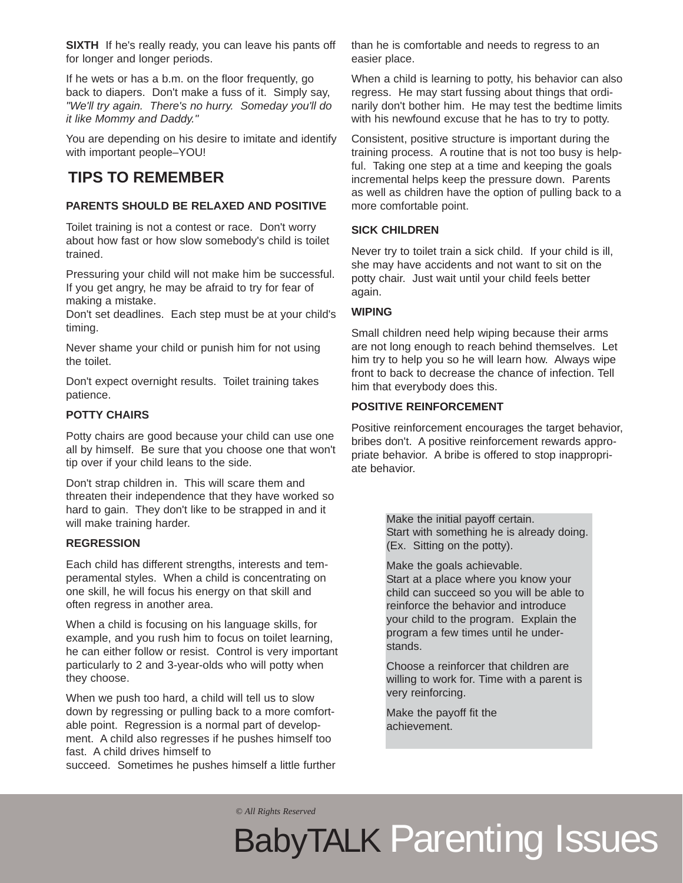**SIXTH** If he's really ready, you can leave his pants off for longer and longer periods.

If he wets or has a b.m. on the floor frequently, go back to diapers. Don't make a fuss of it. Simply say, *"We'll try again. There's no hurry. Someday you'll do it like Mommy and Daddy."*

You are depending on his desire to imitate and identify with important people–YOU!

## TIPS TO REMEMBER

### PARENTS SHOULD BE RELAXED AND POSITIVE

Toilet training is not a contest or race. Don't worry about how fast or how slow somebody's child is toilet trained.

Pressuring your child will not make him be successful. If you get angry, he may be afraid to try for fear of making a mistake.
Don't set deadlines. Each step must be at your child's timing.

Never shame your child or punish him for not using the toilet.

Don't expect overnight results. Toilet training takes patience.

### POTTY CHAIRS

Potty chairs are good because your child can use one all by himself. Be sure that you choose one that won't tip over if your child leans to the side.

Don't strap children in. This will scare them and threaten their independence that they have worked so hard to gain. They don't like to be strapped in and it will make training harder.

### REGRESSION

Each child has different strengths, interests and temperamental styles. When a child is concentrating on one skill, he will focus his energy on that skill and often regress in another area.

When a child is focusing on his language skills, for example, and you rush him to focus on toilet learning, he can either follow or resist. Control is very important particularly to 2 and 3-year-olds who will potty when they choose.

When we push too hard, a child will tell us to slow down by regressing or pulling back to a more comfortable point. Regression is a normal part of development. A child also regresses if he pushes himself too fast. A child drives himself to succeed. Sometimes he pushes himself a little further than he is comfortable and needs to regress to an easier place.

When a child is learning to potty, his behavior can also regress. He may start fussing about things that ordinarily don't bother him. He may test the bedtime limits with his newfound excuse that he has to try to potty.

Consistent, positive structure is important during the training process. A routine that is not too busy is helpful. Taking one step at a time and keeping the goals incremental helps keep the pressure down. Parents as well as children have the option of pulling back to a more comfortable point.

### SICK CHILDREN

Never try to toilet train a sick child. If your child is ill, she may have accidents and not want to sit on the potty chair. Just wait until your child feels better again.

### WIPING

Small children need help wiping because their arms are not long enough to reach behind themselves. Let him try to help you so he will learn how. Always wipe front to back to decrease the chance of infection. Tell him that everybody does this.

### POSITIVE REINFORCEMENT

Positive reinforcement encourages the target behavior, bribes don't. A positive reinforcement rewards appropriate behavior. A bribe is offered to stop inappropriate behavior.

Make the initial payoff certain.
Start with something he is already doing. (Ex. Sitting on the potty).

Make the goals achievable.
Start at a place where you know your child can succeed so you will be able to reinforce the behavior and introduce your child to the program. Explain the program a few times until he understands.

Choose a reinforcer that children are willing to work for. Time with a parent is very reinforcing.

Make the payoff fit the achievement.

© All Rights Reserved

BabyTALK Parenting Issues